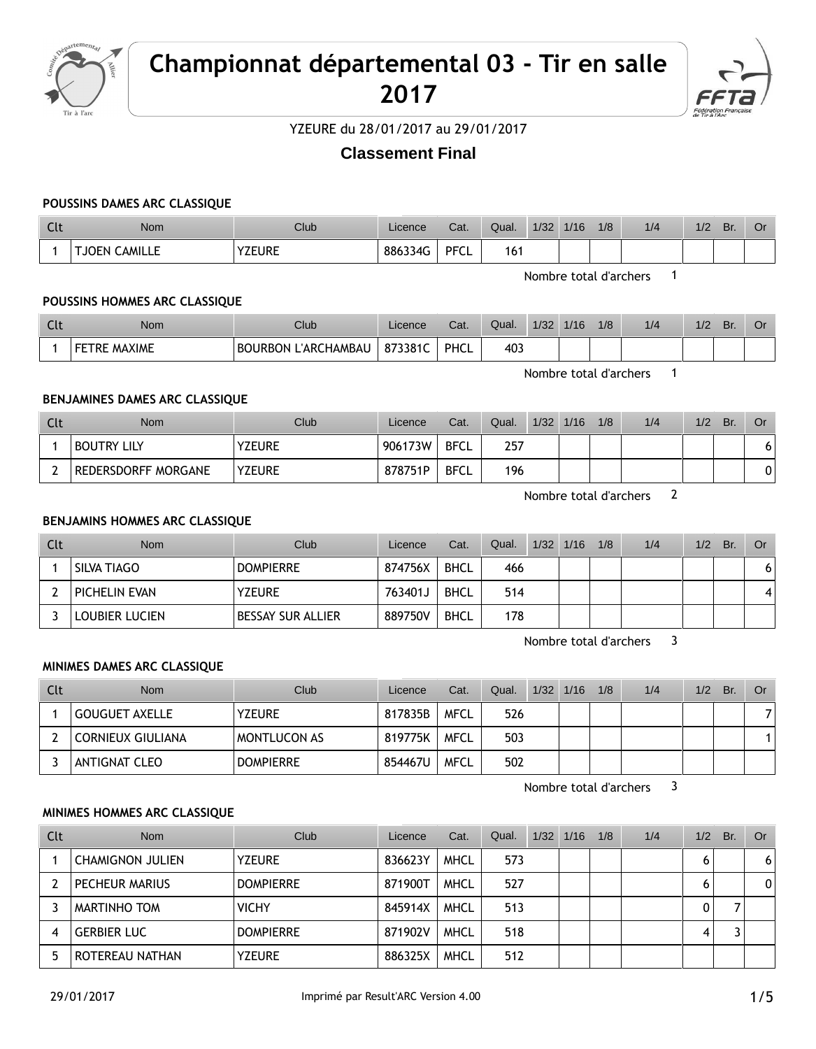# Championnat départemental 03 - Tir en salle 2017

YZEURE du 28/01/2017 au 29/01/2017

## Classement Final

### POUSSINS DAMES ARC CLASSIQUE

| Clt | Nom | Club | Licence | Cat. | Qual. | 1/32 | 1/16 | 1/8 | 1/4 | 1/2 | Br. | Or |
|---|---|---|---|---|---|---|---|---|---|---|---|---|
| 1 | TJOEN CAMILLE | YZEURE | 886334G | PFCL | 161 | | | | | | | |

Nombre total d'archers 1

### POUSSINS HOMMES ARC CLASSIQUE

| Clt | Nom | Club | Licence | Cat. | Qual. | 1/32 | 1/16 | 1/8 | 1/4 | 1/2 | Br. | Or |
|---|---|---|---|---|---|---|---|---|---|---|---|---|
| 1 | FETRE MAXIME | BOURBON L'ARCHAMBAU | 873381C | PHCL | 403 | | | | | | | |

Nombre total d'archers 1

### BENJAMINES DAMES ARC CLASSIQUE

| Clt | Nom | Club | Licence | Cat. | Qual. | 1/32 | 1/16 | 1/8 | 1/4 | 1/2 | Br. | Or |
|---|---|---|---|---|---|---|---|---|---|---|---|---|
| 1 | BOUTRY LILY | YZEURE | 906173W | BFCL | 257 | | | | | | | 6 |
| 2 | REDERSDORFF MORGANE | YZEURE | 878751P | BFCL | 196 | | | | | | | 0 |

Nombre total d'archers 2

### BENJAMINS HOMMES ARC CLASSIQUE

| Clt | Nom | Club | Licence | Cat. | Qual. | 1/32 | 1/16 | 1/8 | 1/4 | 1/2 | Br. | Or |
|---|---|---|---|---|---|---|---|---|---|---|---|---|
| 1 | SILVA TIAGO | DOMPIERRE | 874756X | BHCL | 466 | | | | | | | 6 |
| 2 | PICHELIN EVAN | YZEURE | 763401J | BHCL | 514 | | | | | | | 4 |
| 3 | LOUBIER LUCIEN | BESSAY SUR ALLIER | 889750V | BHCL | 178 | | | | | | | |

Nombre total d'archers 3

### MINIMES DAMES ARC CLASSIQUE

| Clt | Nom | Club | Licence | Cat. | Qual. | 1/32 | 1/16 | 1/8 | 1/4 | 1/2 | Br. | Or |
|---|---|---|---|---|---|---|---|---|---|---|---|---|
| 1 | GOUGUET AXELLE | YZEURE | 817835B | MFCL | 526 | | | | | | | 7 |
| 2 | CORNIEUX GIULIANA | MONTLUCON AS | 819775K | MFCL | 503 | | | | | | | 1 |
| 3 | ANTIGNAT CLEO | DOMPIERRE | 854467U | MFCL | 502 | | | | | | | |

Nombre total d'archers 3

### MINIMES HOMMES ARC CLASSIQUE

| Clt | Nom | Club | Licence | Cat. | Qual. | 1/32 | 1/16 | 1/8 | 1/4 | 1/2 | Br. | Or |
|---|---|---|---|---|---|---|---|---|---|---|---|---|
| 1 | CHAMIGNON JULIEN | YZEURE | 836623Y | MHCL | 573 | | | | | 6 | | 6 |
| 2 | PECHEUR MARIUS | DOMPIERRE | 871900T | MHCL | 527 | | | | | 6 | | 0 |
| 3 | MARTINHO TOM | VICHY | 845914X | MHCL | 513 | | | | | 0 | 7 | |
| 4 | GERBIER LUC | DOMPIERRE | 871902V | MHCL | 518 | | | | | 4 | 3 | |
| 5 | ROTEREAU NATHAN | YZEURE | 886325X | MHCL | 512 | | | | | | | |

29/01/2017 Imprimé par Result'ARC Version 4.00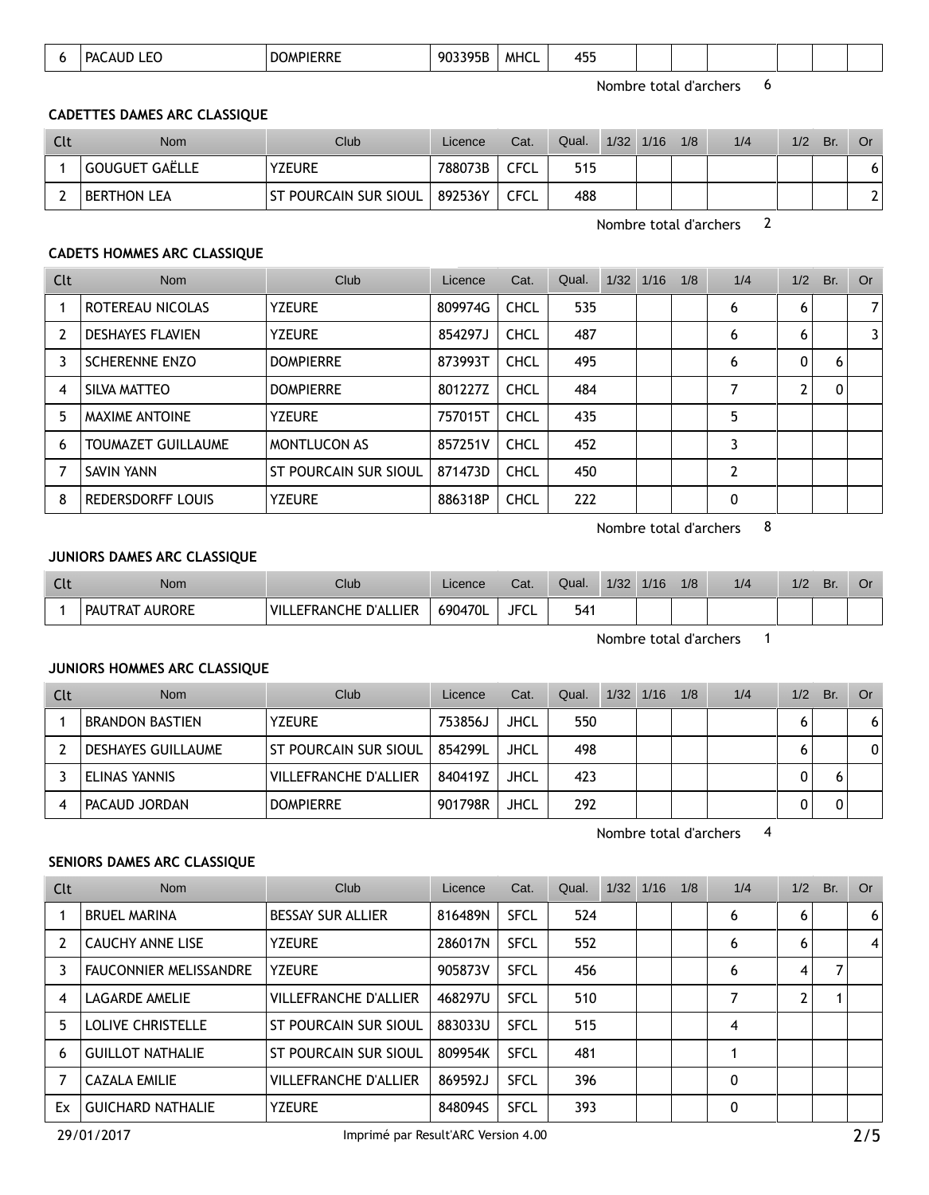| 6 | PACAUD LEO | DOMPIERRE | 903395B | MHCL | 455 | | | | | | | |
|---|---|---|---|---|---|---|---|---|---|---|---|---|

Nombre total d'archers 6

**CADETTES DAMES ARC CLASSIQUE**

| Clt | Nom | Club | Licence | Cat. | Qual. | 1/32 | 1/16 | 1/8 | 1/4 | 1/2 | Br. | Or |
|---|---|---|---|---|---|---|---|---|---|---|---|---|
| 1 | GOUGUET GAËLLE | YZEURE | 788073B | CFCL | 515 | | | | | | | 6 |
| 2 | BERTHON LEA | ST POURCAIN SUR SIOUL | 892536Y | CFCL | 488 | | | | | | | 2 |

Nombre total d'archers 2

**CADETS HOMMES ARC CLASSIQUE**

| Clt | Nom | Club | Licence | Cat. | Qual. | 1/32 | 1/16 | 1/8 | 1/4 | 1/2 | Br. | Or |
|---|---|---|---|---|---|---|---|---|---|---|---|---|
| 1 | ROTEREAU NICOLAS | YZEURE | 809974G | CHCL | 535 | | | | 6 | 6 | | 7 |
| 2 | DESHAYES FLAVIEN | YZEURE | 854297J | CHCL | 487 | | | | 6 | 6 | | 3 |
| 3 | SCHERENNE ENZO | DOMPIERRE | 873993T | CHCL | 495 | | | | 6 | 0 | 6 | |
| 4 | SILVA MATTEO | DOMPIERRE | 801227Z | CHCL | 484 | | | | 7 | 2 | 0 | |
| 5 | MAXIME ANTOINE | YZEURE | 757015T | CHCL | 435 | | | | 5 | | | |
| 6 | TOUMAZET GUILLAUME | MONTLUCON AS | 857251V | CHCL | 452 | | | | 3 | | | |
| 7 | SAVIN YANN | ST POURCAIN SUR SIOUL | 871473D | CHCL | 450 | | | | 2 | | | |
| 8 | REDERSDORFF LOUIS | YZEURE | 886318P | CHCL | 222 | | | | 0 | | | |

Nombre total d'archers 8

**JUNIORS DAMES ARC CLASSIQUE**

| Clt | Nom | Club | Licence | Cat. | Qual. | 1/32 | 1/16 | 1/8 | 1/4 | 1/2 | Br. | Or |
|---|---|---|---|---|---|---|---|---|---|---|---|---|
| 1 | PAUTRAT AURORE | VILLEFRANCHE D'ALLIER | 690470L | JFCL | 541 | | | | | | | |

Nombre total d'archers 1

**JUNIORS HOMMES ARC CLASSIQUE**

| Clt | Nom | Club | Licence | Cat. | Qual. | 1/32 | 1/16 | 1/8 | 1/4 | 1/2 | Br. | Or |
|---|---|---|---|---|---|---|---|---|---|---|---|---|
| 1 | BRANDON BASTIEN | YZEURE | 753856J | JHCL | 550 | | | | | 6 | | 6 |
| 2 | DESHAYES GUILLAUME | ST POURCAIN SUR SIOUL | 854299L | JHCL | 498 | | | | | 6 | | 0 |
| 3 | ELINAS YANNIS | VILLEFRANCHE D'ALLIER | 840419Z | JHCL | 423 | | | | | 0 | 6 | |
| 4 | PACAUD JORDAN | DOMPIERRE | 901798R | JHCL | 292 | | | | | 0 | 0 | |

Nombre total d'archers 4

**SENIORS DAMES ARC CLASSIQUE**

| Clt | Nom | Club | Licence | Cat. | Qual. | 1/32 | 1/16 | 1/8 | 1/4 | 1/2 | Br. | Or |
|---|---|---|---|---|---|---|---|---|---|---|---|---|
| 1 | BRUEL MARINA | BESSAY SUR ALLIER | 816489N | SFCL | 524 | | | | 6 | 6 | | 6 |
| 2 | CAUCHY ANNE LISE | YZEURE | 286017N | SFCL | 552 | | | | 6 | 6 | | 4 |
| 3 | FAUCONNIER MELISSANDRE | YZEURE | 905873V | SFCL | 456 | | | | 6 | 4 | 7 | |
| 4 | LAGARDE AMELIE | VILLEFRANCHE D'ALLIER | 468297U | SFCL | 510 | | | | 7 | 2 | 1 | |
| 5 | LOLIVE CHRISTELLE | ST POURCAIN SUR SIOUL | 883033U | SFCL | 515 | | | | 4 | | | |
| 6 | GUILLOT NATHALIE | ST POURCAIN SUR SIOUL | 809954K | SFCL | 481 | | | | 1 | | | |
| 7 | CAZALA EMILIE | VILLEFRANCHE D'ALLIER | 869592J | SFCL | 396 | | | | 0 | | | |
| Ex | GUICHARD NATHALIE | YZEURE | 848094S | SFCL | 393 | | | | 0 | | | |

29/01/2017 Imprimé par Result'ARC Version 4.00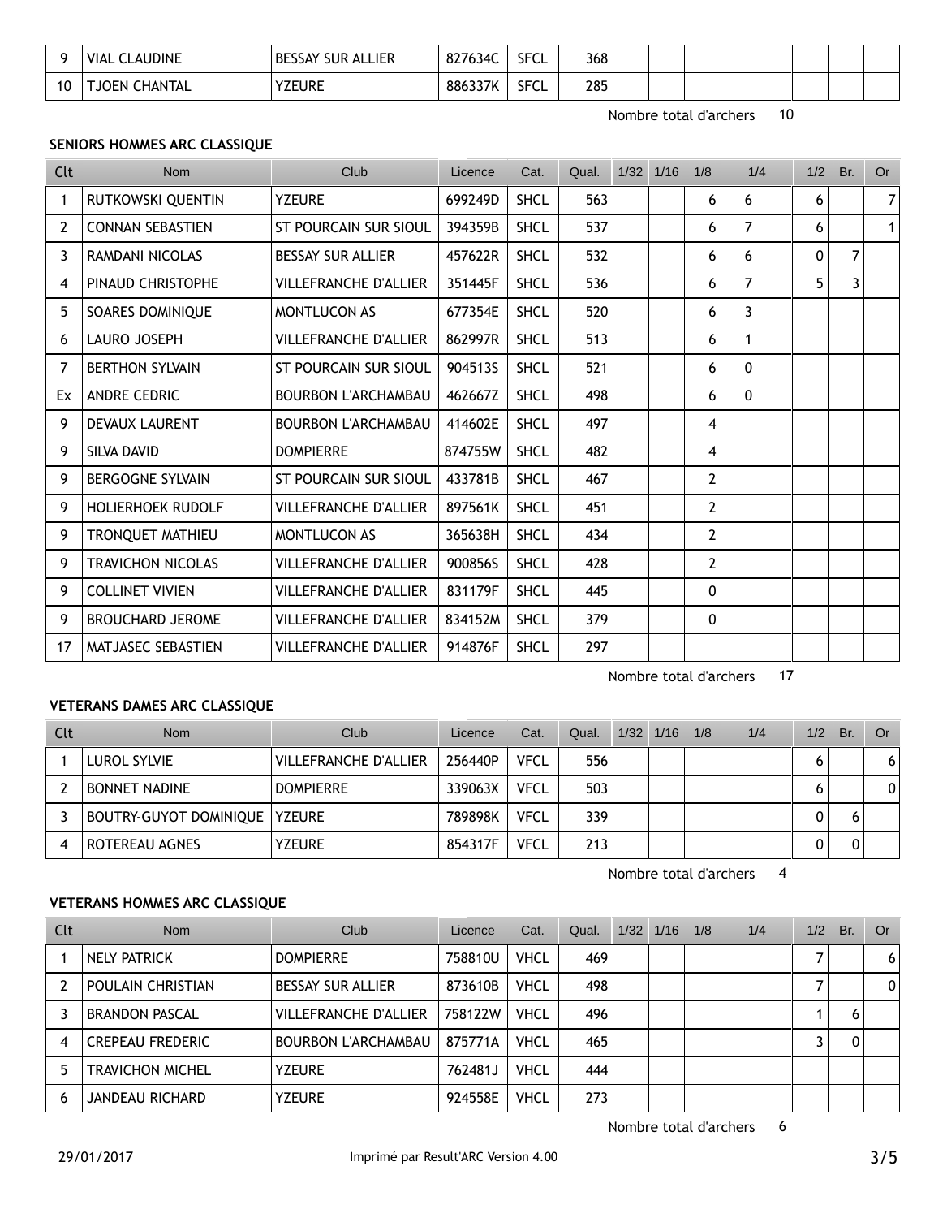| Clt | Nom | Club | Licence | Cat. | Qual. | 1/32 | 1/16 | 1/8 | 1/4 | 1/2 | Br. | Or |
|---|---|---|---|---|---|---|---|---|---|---|---|---|
| 9 | VIAL CLAUDINE | BESSAY SUR ALLIER | 827634C | SFCL | 368 | | | | | | | |
| 10 | TJOEN CHANTAL | YZEURE | 886337K | SFCL | 285 | | | | | | | |

Nombre total d'archers 10

### SENIORS HOMMES ARC CLASSIQUE

| Clt | Nom | Club | Licence | Cat. | Qual. | 1/32 | 1/16 | 1/8 | 1/4 | 1/2 | Br. | Or |
|---|---|---|---|---|---|---|---|---|---|---|---|---|
| 1 | RUTKOWSKI QUENTIN | YZEURE | 699249D | SHCL | 563 | | | 6 | 6 | 6 | | 7 |
| 2 | CONNAN SEBASTIEN | ST POURCAIN SUR SIOUL | 394359B | SHCL | 537 | | | 6 | 7 | 6 | | 1 |
| 3 | RAMDANI NICOLAS | BESSAY SUR ALLIER | 457622R | SHCL | 532 | | | 6 | 6 | 0 | 7 | |
| 4 | PINAUD CHRISTOPHE | VILLEFRANCHE D'ALLIER | 351445F | SHCL | 536 | | | 6 | 7 | 5 | 3 | |
| 5 | SOARES DOMINIQUE | MONTLUCON AS | 677354E | SHCL | 520 | | | 6 | 3 | | | |
| 6 | LAURO JOSEPH | VILLEFRANCHE D'ALLIER | 862997R | SHCL | 513 | | | 6 | 1 | | | |
| 7 | BERTHON SYLVAIN | ST POURCAIN SUR SIOUL | 904513S | SHCL | 521 | | | 6 | 0 | | | |
| Ex | ANDRE CEDRIC | BOURBON L'ARCHAMBAU | 462667Z | SHCL | 498 | | | 6 | 0 | | | |
| 9 | DEVAUX LAURENT | BOURBON L'ARCHAMBAU | 414602E | SHCL | 497 | | | 4 | | | | |
| 9 | SILVA DAVID | DOMPIERRE | 874755W | SHCL | 482 | | | 4 | | | | |
| 9 | BERGOGNE SYLVAIN | ST POURCAIN SUR SIOUL | 433781B | SHCL | 467 | | | 2 | | | | |
| 9 | HOLIERHOEK RUDOLF | VILLEFRANCHE D'ALLIER | 897561K | SHCL | 451 | | | 2 | | | | |
| 9 | TRONQUET MATHIEU | MONTLUCON AS | 365638H | SHCL | 434 | | | 2 | | | | |
| 9 | TRAVICHON NICOLAS | VILLEFRANCHE D'ALLIER | 900856S | SHCL | 428 | | | 2 | | | | |
| 9 | COLLINET VIVIEN | VILLEFRANCHE D'ALLIER | 831179F | SHCL | 445 | | | 0 | | | | |
| 9 | BROUCHARD JEROME | VILLEFRANCHE D'ALLIER | 834152M | SHCL | 379 | | | 0 | | | | |
| 17 | MATJASEC SEBASTIEN | VILLEFRANCHE D'ALLIER | 914876F | SHCL | 297 | | | | | | | |

Nombre total d'archers 17

### VETERANS DAMES ARC CLASSIQUE

| Clt | Nom | Club | Licence | Cat. | Qual. | 1/32 | 1/16 | 1/8 | 1/4 | 1/2 | Br. | Or |
|---|---|---|---|---|---|---|---|---|---|---|---|---|
| 1 | LUROL SYLVIE | VILLEFRANCHE D'ALLIER | 256440P | VFCL | 556 | | | | | 6 | | 6 |
| 2 | BONNET NADINE | DOMPIERRE | 339063X | VFCL | 503 | | | | | 6 | | 0 |
| 3 | BOUTRY-GUYOT DOMINIQUE | YZEURE | 789898K | VFCL | 339 | | | | | 0 | 6 | |
| 4 | ROTEREAU AGNES | YZEURE | 854317F | VFCL | 213 | | | | | 0 | 0 | |

Nombre total d'archers 4

### VETERANS HOMMES ARC CLASSIQUE

| Clt | Nom | Club | Licence | Cat. | Qual. | 1/32 | 1/16 | 1/8 | 1/4 | 1/2 | Br. | Or |
|---|---|---|---|---|---|---|---|---|---|---|---|---|
| 1 | NELY PATRICK | DOMPIERRE | 758810U | VHCL | 469 | | | | | 7 | | 6 |
| 2 | POULAIN CHRISTIAN | BESSAY SUR ALLIER | 873610B | VHCL | 498 | | | | | 7 | | 0 |
| 3 | BRANDON PASCAL | VILLEFRANCHE D'ALLIER | 758122W | VHCL | 496 | | | | | 1 | 6 | |
| 4 | CREPEAU FREDERIC | BOURBON L'ARCHAMBAU | 875771A | VHCL | 465 | | | | | 3 | 0 | |
| 5 | TRAVICHON MICHEL | YZEURE | 762481J | VHCL | 444 | | | | | | | |
| 6 | JANDEAU RICHARD | YZEURE | 924558E | VHCL | 273 | | | | | | | |

Nombre total d'archers 6

29/01/2017 Imprimé par Result'ARC Version 4.00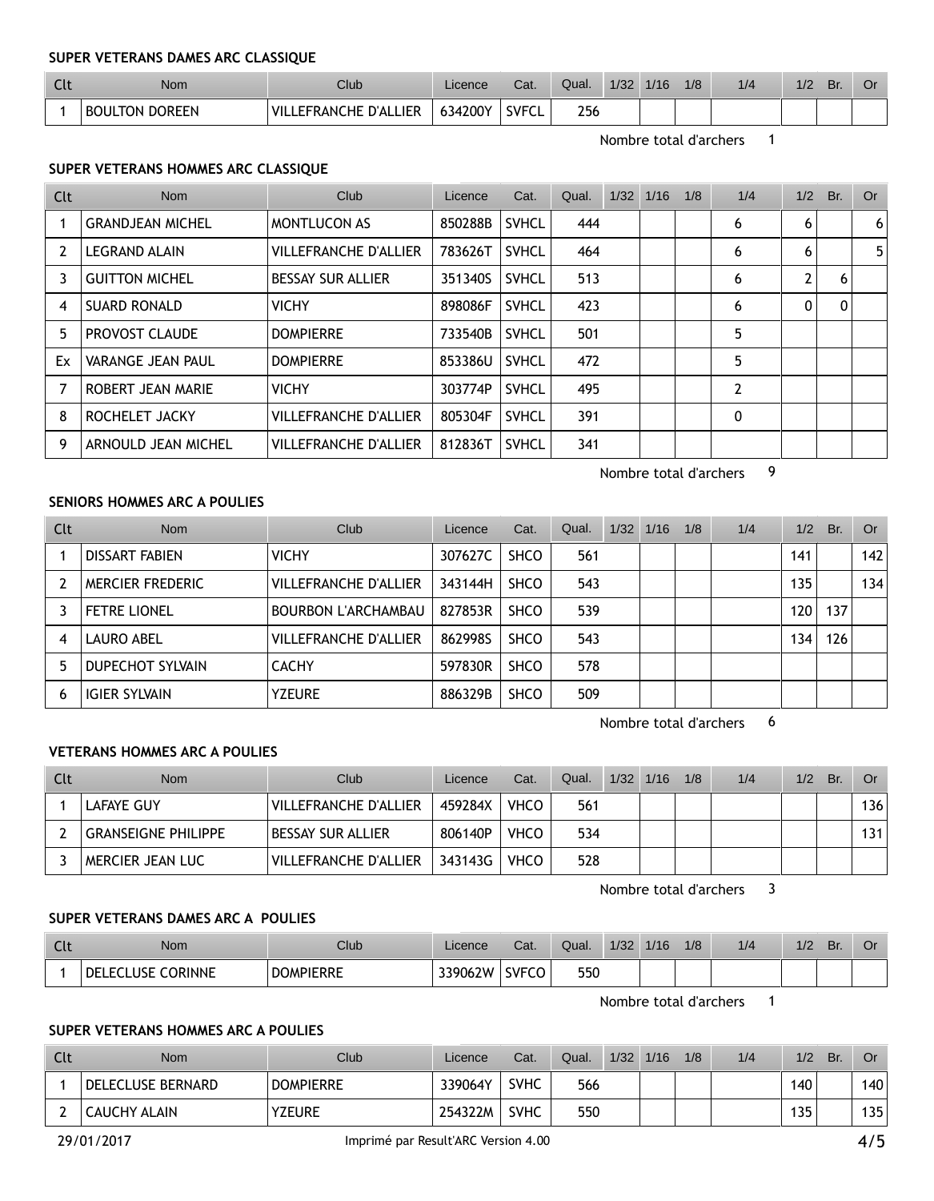**SUPER VETERANS DAMES ARC CLASSIQUE**

| Clt | Nom | Club | Licence | Cat. | Qual. | 1/32 | 1/16 | 1/8 | 1/4 | 1/2 | Br. | Or |
|---|---|---|---|---|---|---|---|---|---|---|---|---|
| 1 | BOULTON DOREEN | VILLEFRANCHE D'ALLIER | 634200Y | SVFCL | 256 | | | | | | | |

Nombre total d'archers 1

**SUPER VETERANS HOMMES ARC CLASSIQUE**

| Clt | Nom | Club | Licence | Cat. | Qual. | 1/32 | 1/16 | 1/8 | 1/4 | 1/2 | Br. | Or |
|---|---|---|---|---|---|---|---|---|---|---|---|---|
| 1 | GRANDJEAN MICHEL | MONTLUCON AS | 850288B | SVHCL | 444 | | | | 6 | 6 | | 6 |
| 2 | LEGRAND ALAIN | VILLEFRANCHE D'ALLIER | 783626T | SVHCL | 464 | | | | 6 | 6 | | 5 |
| 3 | GUITTON MICHEL | BESSAY SUR ALLIER | 351340S | SVHCL | 513 | | | | 6 | 2 | 6 | |
| 4 | SUARD RONALD | VICHY | 898086F | SVHCL | 423 | | | | 6 | 0 | 0 | |
| 5 | PROVOST CLAUDE | DOMPIERRE | 733540B | SVHCL | 501 | | | | 5 | | | |
| Ex | VARANGE JEAN PAUL | DOMPIERRE | 853386U | SVHCL | 472 | | | | 5 | | | |
| 7 | ROBERT JEAN MARIE | VICHY | 303774P | SVHCL | 495 | | | | 2 | | | |
| 8 | ROCHELET JACKY | VILLEFRANCHE D'ALLIER | 805304F | SVHCL | 391 | | | | 0 | | | |
| 9 | ARNOULD JEAN MICHEL | VILLEFRANCHE D'ALLIER | 812836T | SVHCL | 341 | | | | | | | |

Nombre total d'archers 9

**SENIORS HOMMES ARC A POULIES**

| Clt | Nom | Club | Licence | Cat. | Qual. | 1/32 | 1/16 | 1/8 | 1/4 | 1/2 | Br. | Or |
|---|---|---|---|---|---|---|---|---|---|---|---|---|
| 1 | DISSART FABIEN | VICHY | 307627C | SHCO | 561 | | | | | 141 | | 142 |
| 2 | MERCIER FREDERIC | VILLEFRANCHE D'ALLIER | 343144H | SHCO | 543 | | | | | 135 | | 134 |
| 3 | FETRE LIONEL | BOURBON L'ARCHAMBAU | 827853R | SHCO | 539 | | | | | 120 | 137 | |
| 4 | LAURO ABEL | VILLEFRANCHE D'ALLIER | 862998S | SHCO | 543 | | | | | 134 | 126 | |
| 5 | DUPECHOT SYLVAIN | CACHY | 597830R | SHCO | 578 | | | | | | | |
| 6 | IGIER SYLVAIN | YZEURE | 886329B | SHCO | 509 | | | | | | | |

Nombre total d'archers 6

**VETERANS HOMMES ARC A POULIES**

| Clt | Nom | Club | Licence | Cat. | Qual. | 1/32 | 1/16 | 1/8 | 1/4 | 1/2 | Br. | Or |
|---|---|---|---|---|---|---|---|---|---|---|---|---|
| 1 | LAFAYE GUY | VILLEFRANCHE D'ALLIER | 459284X | VHCO | 561 | | | | | | | 136 |
| 2 | GRANSEIGNE PHILIPPE | BESSAY SUR ALLIER | 806140P | VHCO | 534 | | | | | | | 131 |
| 3 | MERCIER JEAN LUC | VILLEFRANCHE D'ALLIER | 343143G | VHCO | 528 | | | | | | | |

Nombre total d'archers 3

**SUPER VETERANS DAMES ARC A POULIES**

| Clt | Nom | Club | Licence | Cat. | Qual. | 1/32 | 1/16 | 1/8 | 1/4 | 1/2 | Br. | Or |
|---|---|---|---|---|---|---|---|---|---|---|---|---|
| 1 | DELECLUSE CORINNE | DOMPIERRE | 339062W | SVFCO | 550 | | | | | | | |

Nombre total d'archers 1

**SUPER VETERANS HOMMES ARC A POULIES**

| Clt | Nom | Club | Licence | Cat. | Qual. | 1/32 | 1/16 | 1/8 | 1/4 | 1/2 | Br. | Or |
|---|---|---|---|---|---|---|---|---|---|---|---|---|
| 1 | DELECLUSE BERNARD | DOMPIERRE | 339064Y | SVHC | 566 | | | | | 140 | | 140 |
| 2 | CAUCHY ALAIN | YZEURE | 254322M | SVHC | 550 | | | | | 135 | | 135 |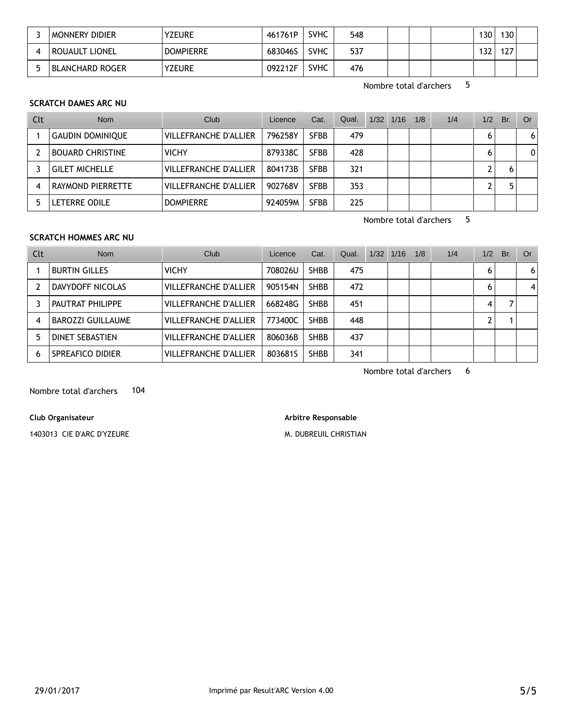| | | | | | | | | | | | | |
|---|---|---|---|---|---|---|---|---|---|---|---|---|
| 3 | MONNERY DIDIER | YZEURE | 461761P | SVHC | 548 | | | | | 130 | 130 | |
| 4 | ROUAULT LIONEL | DOMPIERRE | 683046S | SVHC | 537 | | | | | 132 | 127 | |
| 5 | BLANCHARD ROGER | YZEURE | 092212F | SVHC | 476 | | | | | | | |

Nombre total d'archers 5

### SCRATCH DAMES ARC NU

| Clt | Nom | Club | Licence | Cat. | Qual. | 1/32 | 1/16 | 1/8 | 1/4 | 1/2 | Br. | Or |
|---|---|---|---|---|---|---|---|---|---|---|---|---|
| 1 | GAUDIN DOMINIQUE | VILLEFRANCHE D'ALLIER | 796258Y | SFBB | 479 | | | | | 6 | | 6 |
| 2 | BOUARD CHRISTINE | VICHY | 879338C | SFBB | 428 | | | | | 6 | | 0 |
| 3 | GILET MICHELLE | VILLEFRANCHE D'ALLIER | 804173B | SFBB | 321 | | | | | 2 | 6 | |
| 4 | RAYMOND PIERRETTE | VILLEFRANCHE D'ALLIER | 902768V | SFBB | 353 | | | | | 2 | 5 | |
| 5 | LETERRE ODILE | DOMPIERRE | 924059M | SFBB | 225 | | | | | | | |

Nombre total d'archers 5

### SCRATCH HOMMES ARC NU

| Clt | Nom | Club | Licence | Cat. | Qual. | 1/32 | 1/16 | 1/8 | 1/4 | 1/2 | Br. | Or |
|---|---|---|---|---|---|---|---|---|---|---|---|---|
| 1 | BURTIN GILLES | VICHY | 708026U | SHBB | 475 | | | | | 6 | | 6 |
| 2 | DAVYDOFF NICOLAS | VILLEFRANCHE D'ALLIER | 905154N | SHBB | 472 | | | | | 6 | | 4 |
| 3 | PAUTRAT PHILIPPE | VILLEFRANCHE D'ALLIER | 668248G | SHBB | 451 | | | | | 4 | 7 | |
| 4 | BAROZZI GUILLAUME | VILLEFRANCHE D'ALLIER | 773400C | SHBB | 448 | | | | | 2 | 1 | |
| 5 | DINET SEBASTIEN | VILLEFRANCHE D'ALLIER | 806036B | SHBB | 437 | | | | | | | |
| 6 | SPREAFICO DIDIER | VILLEFRANCHE D'ALLIER | 803681S | SHBB | 341 | | | | | | | |

Nombre total d'archers 6

Nombre total d'archers 104

**Club Organisateur**

1403013 CIE D'ARC D'YZEURE

**Arbitre Responsable**

M. DUBREUIL CHRISTIAN

29/01/2017 Imprimé par Result'ARC Version 4.00